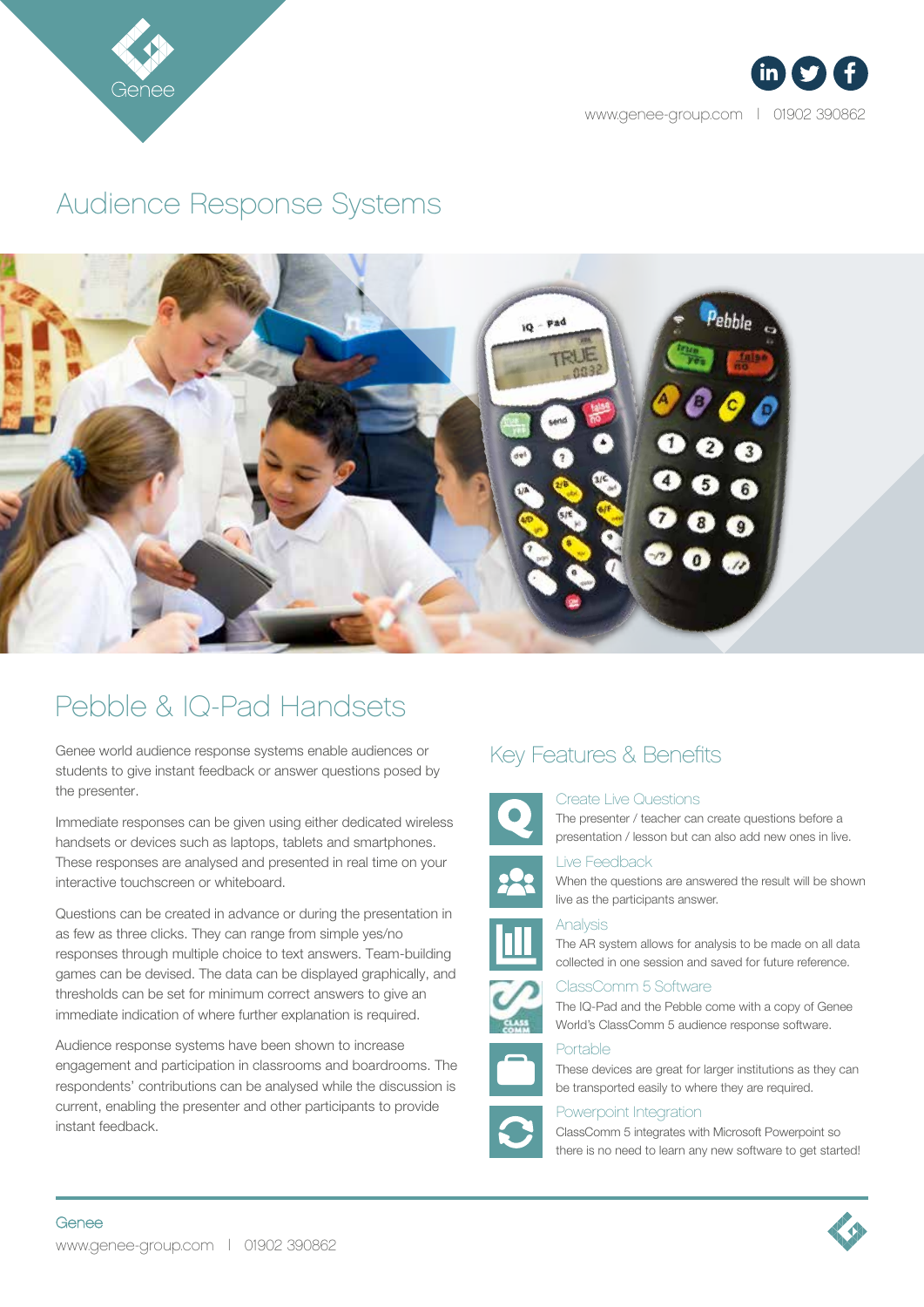# Audience Response Systems

## Pebble & IQ-Pad Handsets

Genee world audience response systems enable audiences or students to give instant feedback or answer questions posed by the presenter.

Immediate responses can be given using either dedicated wireless handsets or devices such as laptops, tablets and smartphones. These responses are analysed and presented in real time on your interactive touchscreen or whiteboard.

Questions can be created in advance or during the presentation in as few as three clicks. They can range from simple yes/no responses through multiple choice to text answers. Team-building games can be devised. The data can be displayed graphically, and thresholds can be set for minimum correct answers to give an immediate indication of where further explanation is required.

Audience response systems have been shown to increase engagement and participation in classrooms and boardrooms. The respondents' contributions can be analysed while the discussion is current, enabling the presenter and other participants to provide instant feedback.

## Key Features & Benefits

### Create Live Questions

The presenter / teacher can create questions before a presentation / lesson but can also add new ones in live.

### Live Feedback

When the questions are answered the result will be shown live as the participants answer.

### Analysis

The AR system allows for analysis to be made on all data collected in one session and saved for future reference.

### ClassComm 5 Software

The IQ-Pad and the Pebble come with a copy of Genee World's ClassComm 5 audience response software.

### Portable

These devices are great for larger institutions as they can be transported easily to where they are required.

### Powerpoint Integration

ClassComm 5 integrates with Microsoft Powerpoint so there is no need to learn any new software to get started!

Genee
www.genee-group.com | 01902 390862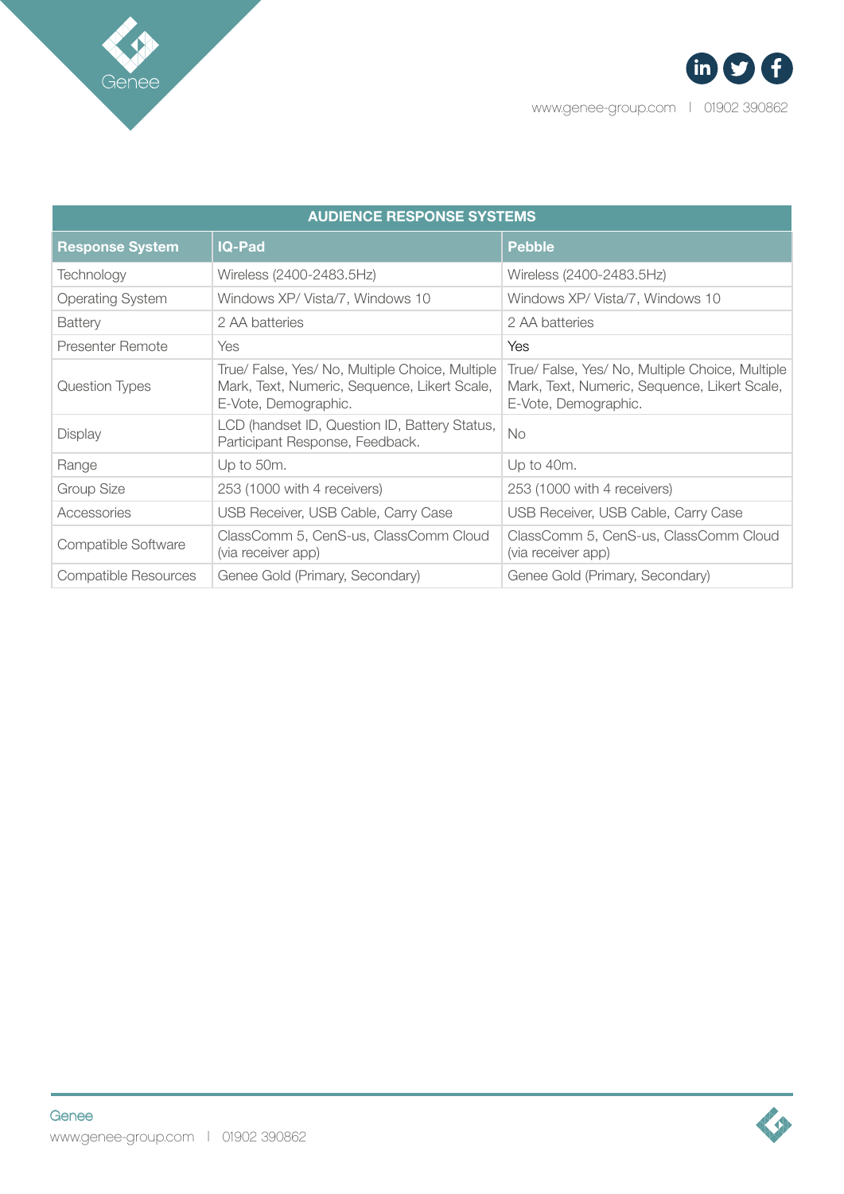## AUDIENCE RESPONSE SYSTEMS

| Response System | IQ-Pad | Pebble |
|---|---|---|
| Technology | Wireless (2400-2483.5Hz) | Wireless (2400-2483.5Hz) |
| Operating System | Windows XP/ Vista/7, Windows 10 | Windows XP/ Vista/7, Windows 10 |
| Battery | 2 AA batteries | 2 AA batteries |
| Presenter Remote | Yes | Yes |
| Question Types | True/ False, Yes/ No, Multiple Choice, Multiple Mark, Text, Numeric, Sequence, Likert Scale, E-Vote, Demographic. | True/ False, Yes/ No, Multiple Choice, Multiple Mark, Text, Numeric, Sequence, Likert Scale, E-Vote, Demographic. |
| Display | LCD (handset ID, Question ID, Battery Status, Participant Response, Feedback. | No |
| Range | Up to 50m. | Up to 40m. |
| Group Size | 253 (1000 with 4 receivers) | 253 (1000 with 4 receivers) |
| Accessories | USB Receiver, USB Cable, Carry Case | USB Receiver, USB Cable, Carry Case |
| Compatible Software | ClassComm 5, CenS-us, ClassComm Cloud (via receiver app) | ClassComm 5, CenS-us, ClassComm Cloud (via receiver app) |
| Compatible Resources | Genee Gold (Primary, Secondary) | Genee Gold (Primary, Secondary) |